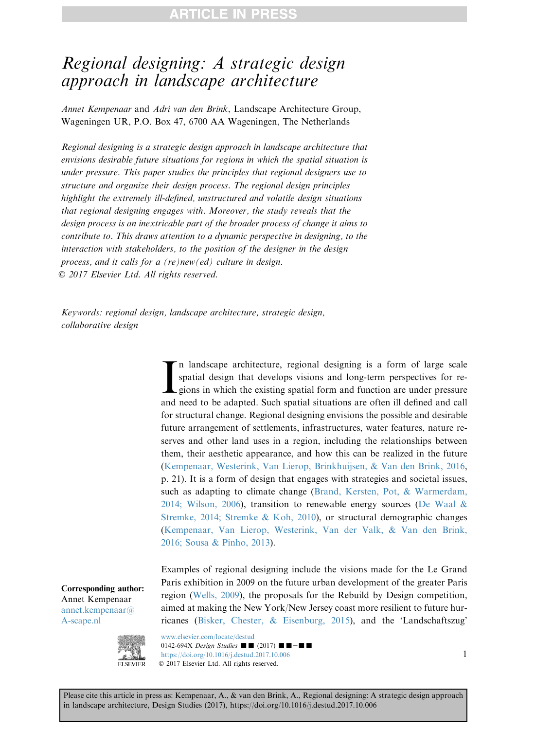# Regional designing: A strategic design approach in landscape architecture

*Annet Kempenaar* and *Adri van den Brink*, Landscape Architecture Group, Wageningen UR, P.O. Box 47, 6700 AA Wageningen, The Netherlands

*Regional designing is a strategic design approach in landscape architecture that envisions desirable future situations for regions in which the spatial situation is under pressure. This paper studies the principles that regional designers use to structure and organize their design process. The regional design principles highlight the extremely ill-defined, unstructured and volatile design situations that regional designing engages with. Moreover, the study reveals that the design process is an inextricable part of the broader process of change it aims to contribute to. This draws attention to a dynamic perspective in designing, to the interaction with stakeholders, to the position of the designer in the design process, and it calls for a (re)new(ed) culture in design.*
*© 2017 Elsevier Ltd. All rights reserved.*

*Keywords: regional design, landscape architecture, strategic design, collaborative design*

In landscape architecture, regional designing is a form of large scale spatial design that develops visions and long-term perspectives for regions in which the existing spatial form and function are under pressure and need to be adapted. Such spatial situations are often ill defined and call for structural change. Regional designing envisions the possible and desirable future arrangement of settlements, infrastructures, water features, nature reserves and other land uses in a region, including the relationships between them, their aesthetic appearance, and how this can be realized in the future (Kempenaar, Westerink, Van Lierop, Brinkhuijsen, & Van den Brink, 2016, p. 21). It is a form of design that engages with strategies and societal issues, such as adapting to climate change (Brand, Kersten, Pot, & Warmerdam, 2014; Wilson, 2006), transition to renewable energy sources (De Waal & Stremke, 2014; Stremke & Koh, 2010), or structural demographic changes (Kempenaar, Van Lierop, Westerink, Van der Valk, & Van den Brink, 2016; Sousa & Pinho, 2013).

Examples of regional designing include the visions made for the Le Grand Paris exhibition in 2009 on the future urban development of the greater Paris region (Wells, 2009), the proposals for the Rebuild by Design competition, aimed at making the New York/New Jersey coast more resilient to future hurricanes (Bisker, Chester, & Eisenburg, 2015), and the 'Landschaftszug'

**Corresponding author:**
Annet Kempenaar
annet.kempenaar@A-scape.nl

Please cite this article in press as: Kempenaar, A., & van den Brink, A., Regional designing: A strategic design approach in landscape architecture, Design Studies (2017), https://doi.org/10.1016/j.destud.2017.10.006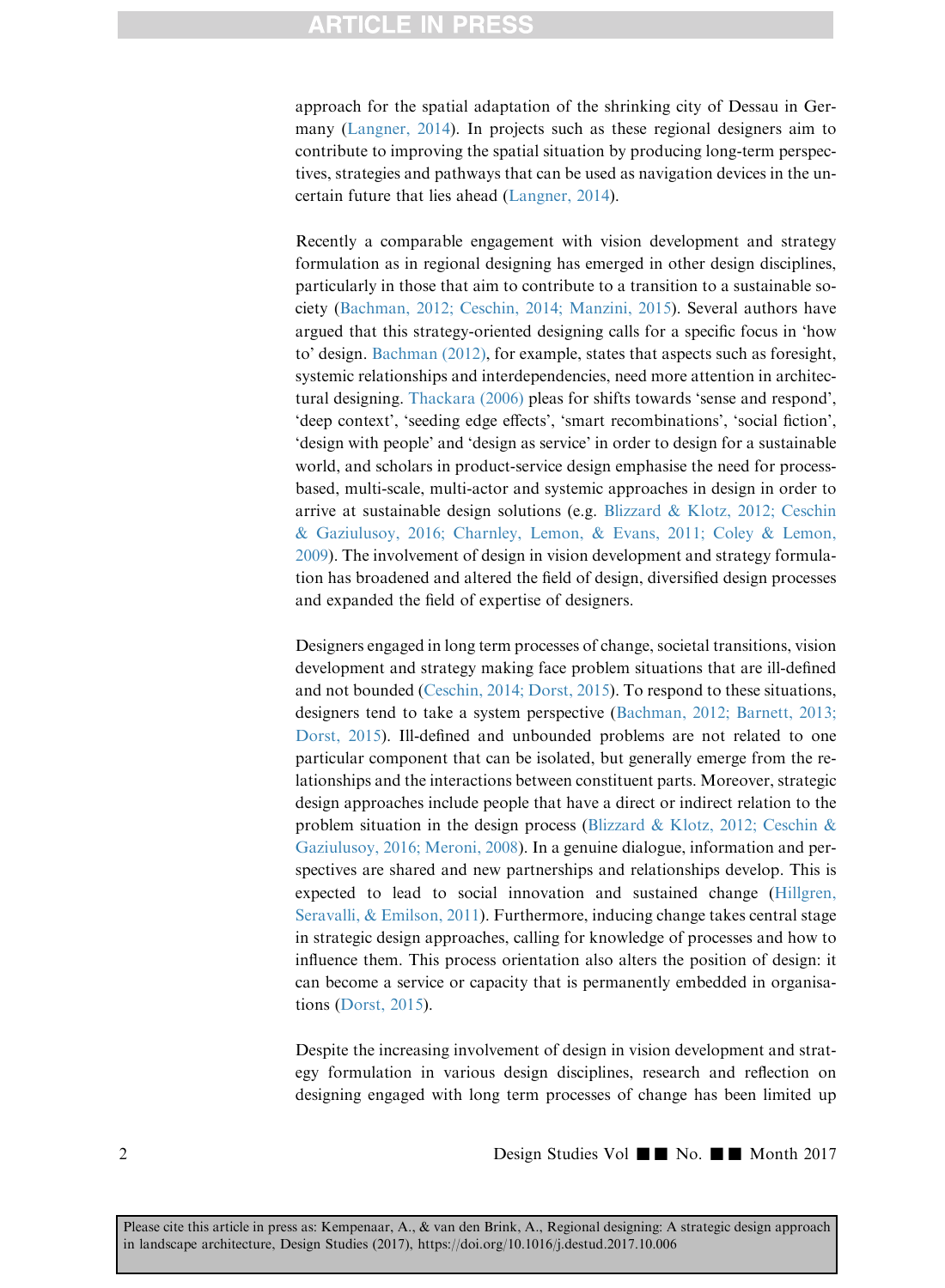approach for the spatial adaptation of the shrinking city of Dessau in Germany (Langner, 2014). In projects such as these regional designers aim to contribute to improving the spatial situation by producing long-term perspectives, strategies and pathways that can be used as navigation devices in the uncertain future that lies ahead (Langner, 2014).

Recently a comparable engagement with vision development and strategy formulation as in regional designing has emerged in other design disciplines, particularly in those that aim to contribute to a transition to a sustainable society (Bachman, 2012; Ceschin, 2014; Manzini, 2015). Several authors have argued that this strategy-oriented designing calls for a specific focus in 'how to' design. Bachman (2012), for example, states that aspects such as foresight, systemic relationships and interdependencies, need more attention in architectural designing. Thackara (2006) pleas for shifts towards 'sense and respond', 'deep context', 'seeding edge effects', 'smart recombinations', 'social fiction', 'design with people' and 'design as service' in order to design for a sustainable world, and scholars in product-service design emphasise the need for process-based, multi-scale, multi-actor and systemic approaches in design in order to arrive at sustainable design solutions (e.g. Blizzard & Klotz, 2012; Ceschin & Gaziulusoy, 2016; Charnley, Lemon, & Evans, 2011; Coley & Lemon, 2009). The involvement of design in vision development and strategy formulation has broadened and altered the field of design, diversified design processes and expanded the field of expertise of designers.

Designers engaged in long term processes of change, societal transitions, vision development and strategy making face problem situations that are ill-defined and not bounded (Ceschin, 2014; Dorst, 2015). To respond to these situations, designers tend to take a system perspective (Bachman, 2012; Barnett, 2013; Dorst, 2015). Ill-defined and unbounded problems are not related to one particular component that can be isolated, but generally emerge from the relationships and the interactions between constituent parts. Moreover, strategic design approaches include people that have a direct or indirect relation to the problem situation in the design process (Blizzard & Klotz, 2012; Ceschin & Gaziulusoy, 2016; Meroni, 2008). In a genuine dialogue, information and perspectives are shared and new partnerships and relationships develop. This is expected to lead to social innovation and sustained change (Hillgren, Seravalli, & Emilson, 2011). Furthermore, inducing change takes central stage in strategic design approaches, calling for knowledge of processes and how to influence them. This process orientation also alters the position of design: it can become a service or capacity that is permanently embedded in organisations (Dorst, 2015).

Despite the increasing involvement of design in vision development and strategy formulation in various design disciplines, research and reflection on designing engaged with long term processes of change has been limited up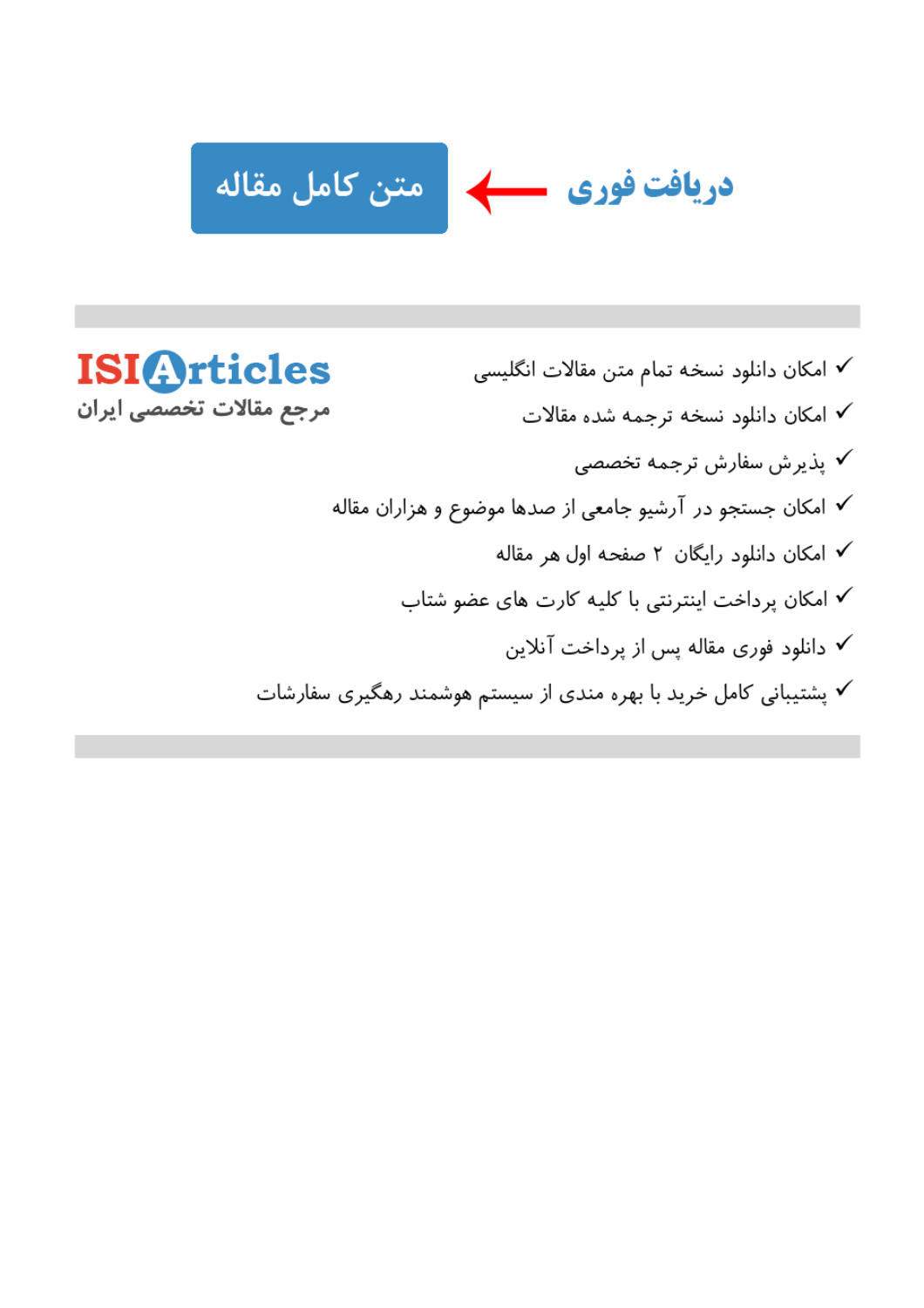دریافت فوری ← متن کامل مقاله

**ISIArticles**
مرجع مقالات تخصصی ایران

- ✓ امکان دانلود نسخه تمام متن مقالات انگلیسی
- ✓ امکان دانلود نسخه ترجمه شده مقالات
- ✓ پذیرش سفارش ترجمه تخصصی
- ✓ امکان جستجو در آرشیو جامعی از صدها موضوع و هزاران مقاله
- ✓ امکان دانلود رایگان ۲ صفحه اول هر مقاله
- ✓ امکان پرداخت اینترنتی با کلیه کارت های عضو شتاب
- ✓ دانلود فوری مقاله پس از پرداخت آنلاین
- ✓ پشتیبانی کامل خرید با بهره مندی از سیستم هوشمند رهگیری سفارشات